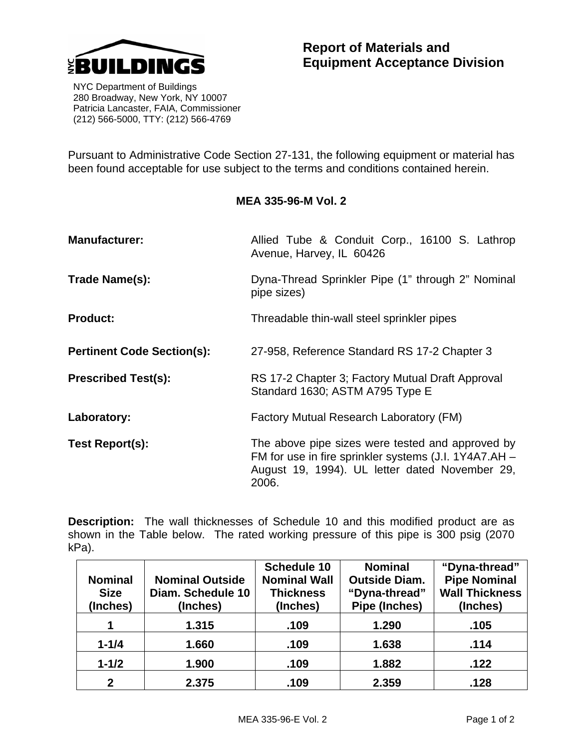NYC BUILDINGS

NYC Department of Buildings
280 Broadway, New York, NY 10007
Patricia Lancaster, FAIA, Commissioner
(212) 566-5000, TTY: (212) 566-4769

# Report of Materials and Equipment Acceptance Division

Pursuant to Administrative Code Section 27-131, the following equipment or material has been found acceptable for use subject to the terms and conditions contained herein.

## MEA 335-96-M Vol. 2

**Manufacturer:** Allied Tube & Conduit Corp., 16100 S. Lathrop Avenue, Harvey, IL 60426

**Trade Name(s):** Dyna-Thread Sprinkler Pipe (1" through 2" Nominal pipe sizes)

**Product:** Threadable thin-wall steel sprinkler pipes

**Pertinent Code Section(s):** 27-958, Reference Standard RS 17-2 Chapter 3

**Prescribed Test(s):** RS 17-2 Chapter 3; Factory Mutual Draft Approval Standard 1630; ASTM A795 Type E

**Laboratory:** Factory Mutual Research Laboratory (FM)

**Test Report(s):** The above pipe sizes were tested and approved by FM for use in fire sprinkler systems (J.I. 1Y4A7.AH – August 19, 1994). UL letter dated November 29, 2006.

**Description:** The wall thicknesses of Schedule 10 and this modified product are as shown in the Table below. The rated working pressure of this pipe is 300 psig (2070 kPa).

| Nominal Size (Inches) | Nominal Outside Diam. Schedule 10 (Inches) | Schedule 10 Nominal Wall Thickness (Inches) | Nominal Outside Diam. "Dyna-thread" Pipe (Inches) | "Dyna-thread" Pipe Nominal Wall Thickness (Inches) |
|---|---|---|---|---|
| 1 | 1.315 | .109 | 1.290 | .105 |
| 1-1/4 | 1.660 | .109 | 1.638 | .114 |
| 1-1/2 | 1.900 | .109 | 1.882 | .122 |
| 2 | 2.375 | .109 | 2.359 | .128 |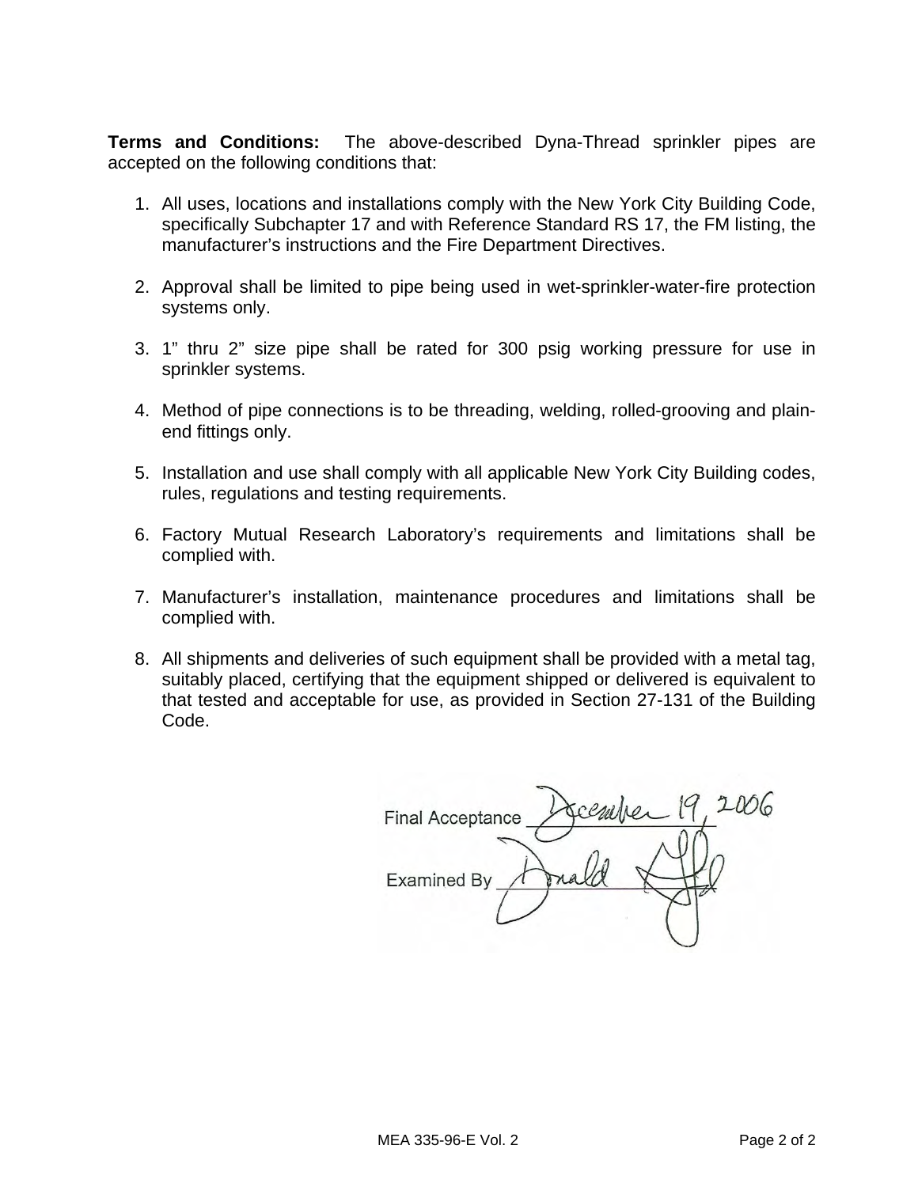**Terms and Conditions:** The above-described Dyna-Thread sprinkler pipes are accepted on the following conditions that:

1. All uses, locations and installations comply with the New York City Building Code, specifically Subchapter 17 and with Reference Standard RS 17, the FM listing, the manufacturer's instructions and the Fire Department Directives.

2. Approval shall be limited to pipe being used in wet-sprinkler-water-fire protection systems only.

3. 1" thru 2" size pipe shall be rated for 300 psig working pressure for use in sprinkler systems.

4. Method of pipe connections is to be threading, welding, rolled-grooving and plain-end fittings only.

5. Installation and use shall comply with all applicable New York City Building codes, rules, regulations and testing requirements.

6. Factory Mutual Research Laboratory's requirements and limitations shall be complied with.

7. Manufacturer's installation, maintenance procedures and limitations shall be complied with.

8. All shipments and deliveries of such equipment shall be provided with a metal tag, suitably placed, certifying that the equipment shipped or delivered is equivalent to that tested and acceptable for use, as provided in Section 27-131 of the Building Code.

Final Acceptance December 19, 2006

Examined By Donald [signature]

MEA 335-96-E Vol. 2